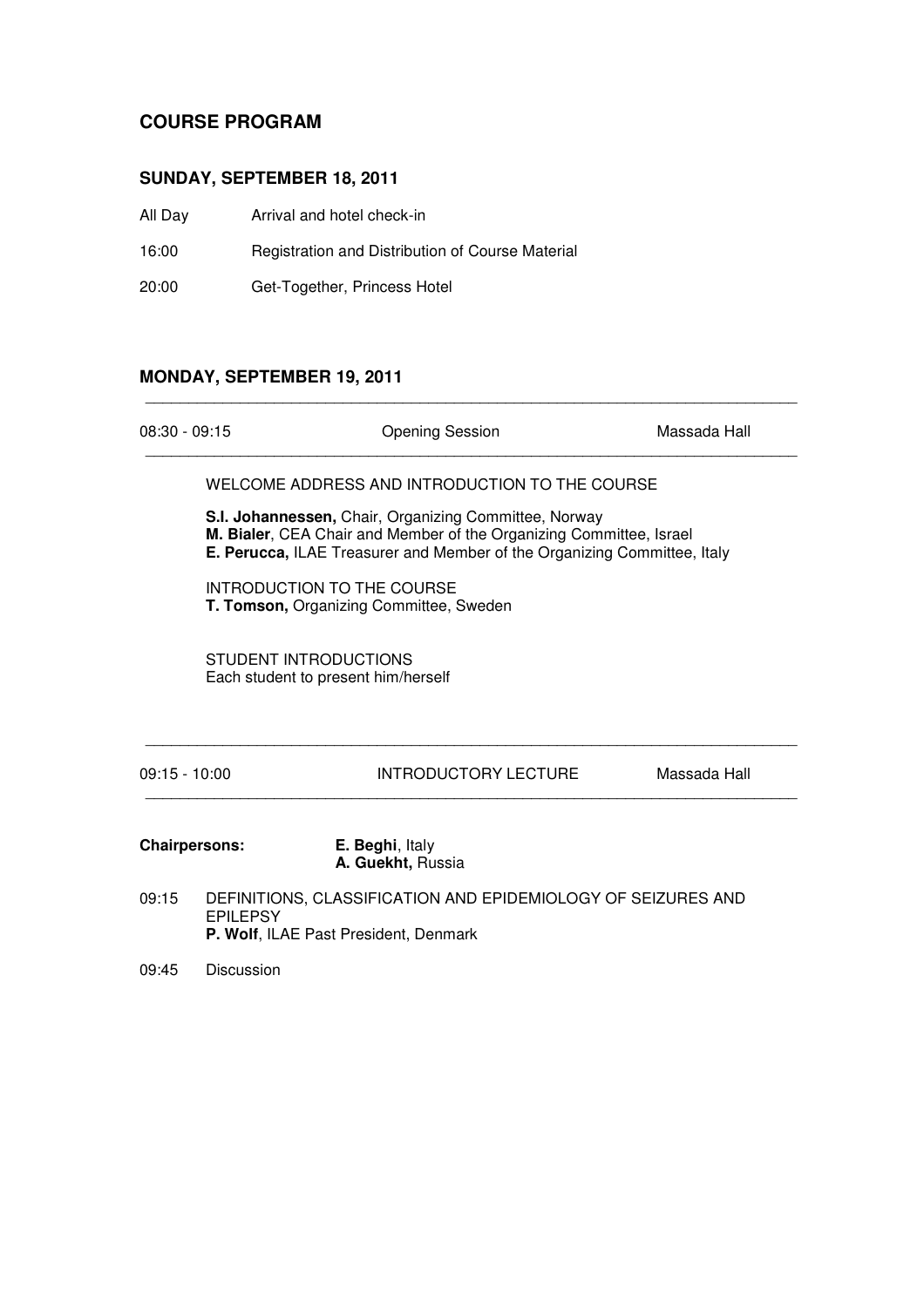## COURSE PROGRAM

### SUNDAY, SEPTEMBER 18, 2011

All Day    Arrival and hotel check-in

16:00    Registration and Distribution of Course Material

20:00    Get-Together, Princess Hotel

### MONDAY, SEPTEMBER 19, 2011

---

08:30 - 09:15    Opening Session    Massada Hall

---

WELCOME ADDRESS AND INTRODUCTION TO THE COURSE

**S.I. Johannessen,** Chair, Organizing Committee, Norway
**M. Bialer**, CEA Chair and Member of the Organizing Committee, Israel
**E. Perucca,** ILAE Treasurer and Member of the Organizing Committee, Italy

INTRODUCTION TO THE COURSE
**T. Tomson,** Organizing Committee, Sweden

STUDENT INTRODUCTIONS
Each student to present him/herself

---

09:15 - 10:00    INTRODUCTORY LECTURE    Massada Hall

---

**Chairpersons:**    **E. Beghi**, Italy
**A. Guekht,** Russia

09:15    DEFINITIONS, CLASSIFICATION AND EPIDEMIOLOGY OF SEIZURES AND EPILEPSY
**P. Wolf**, ILAE Past President, Denmark

09:45    Discussion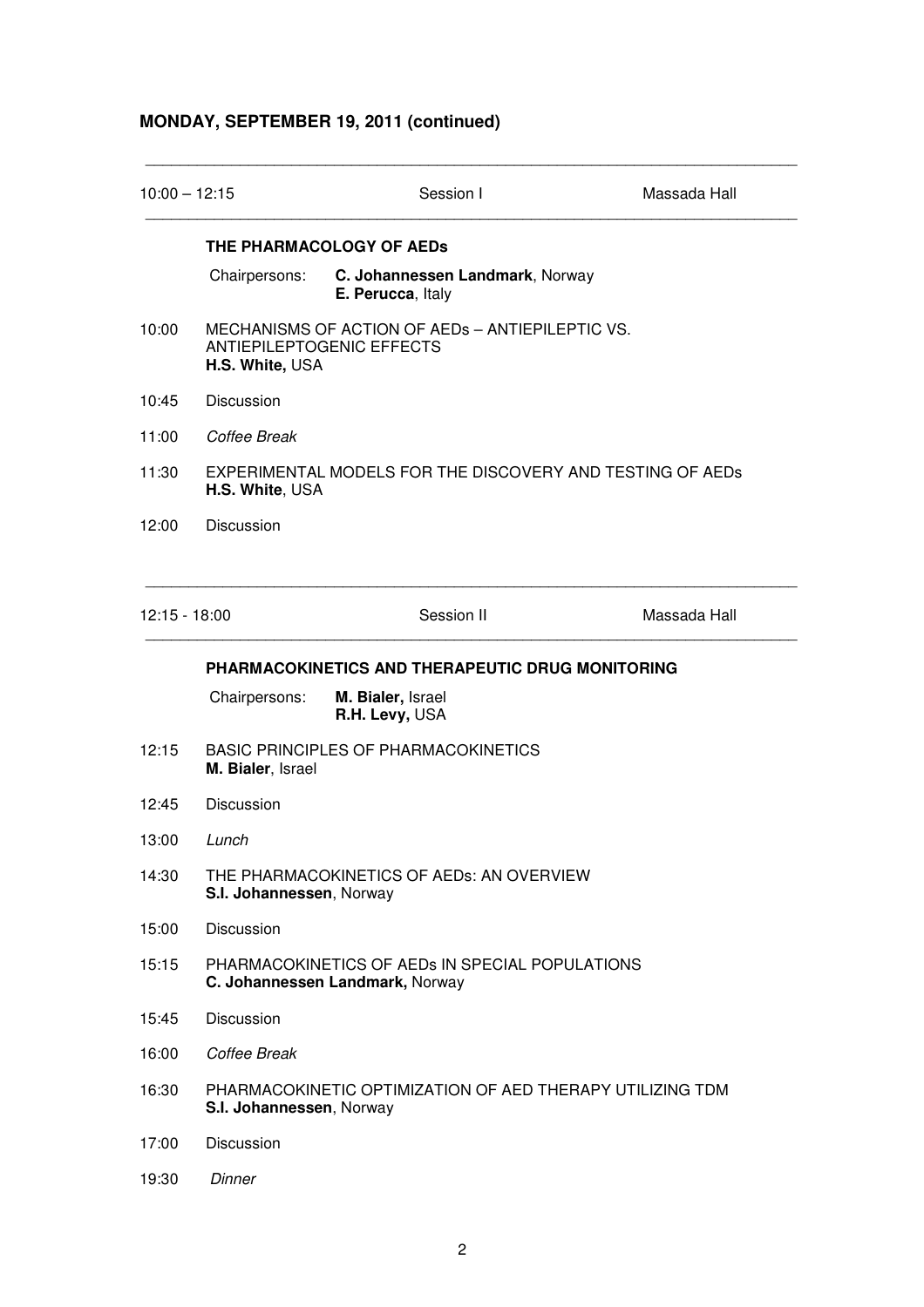## MONDAY, SEPTEMBER 19, 2011 (continued)

---

| 10:00 – 12:15 | Session I | Massada Hall |
|---|---|---|

### THE PHARMACOLOGY OF AEDs

Chairpersons: **C. Johannessen Landmark**, Norway
**E. Perucca**, Italy

10:00 MECHANISMS OF ACTION OF AEDs – ANTIEPILEPTIC VS. ANTIEPILEPTOGENIC EFFECTS
**H.S. White,** USA

10:45 Discussion

11:00 *Coffee Break*

11:30 EXPERIMENTAL MODELS FOR THE DISCOVERY AND TESTING OF AEDs
**H.S. White**, USA

12:00 Discussion

---

| 12:15 - 18:00 | Session II | Massada Hall |
|---|---|---|

### PHARMACOKINETICS AND THERAPEUTIC DRUG MONITORING

Chairpersons: **M. Bialer,** Israel
**R.H. Levy,** USA

12:15 BASIC PRINCIPLES OF PHARMACOKINETICS
**M. Bialer**, Israel

12:45 Discussion

13:00 *Lunch*

14:30 THE PHARMACOKINETICS OF AEDs: AN OVERVIEW
**S.I. Johannessen**, Norway

15:00 Discussion

15:15 PHARMACOKINETICS OF AEDs IN SPECIAL POPULATIONS
**C. Johannessen Landmark,** Norway

15:45 Discussion

16:00 *Coffee Break*

16:30 PHARMACOKINETIC OPTIMIZATION OF AED THERAPY UTILIZING TDM
**S.I. Johannessen**, Norway

17:00 Discussion

19:30 *Dinner*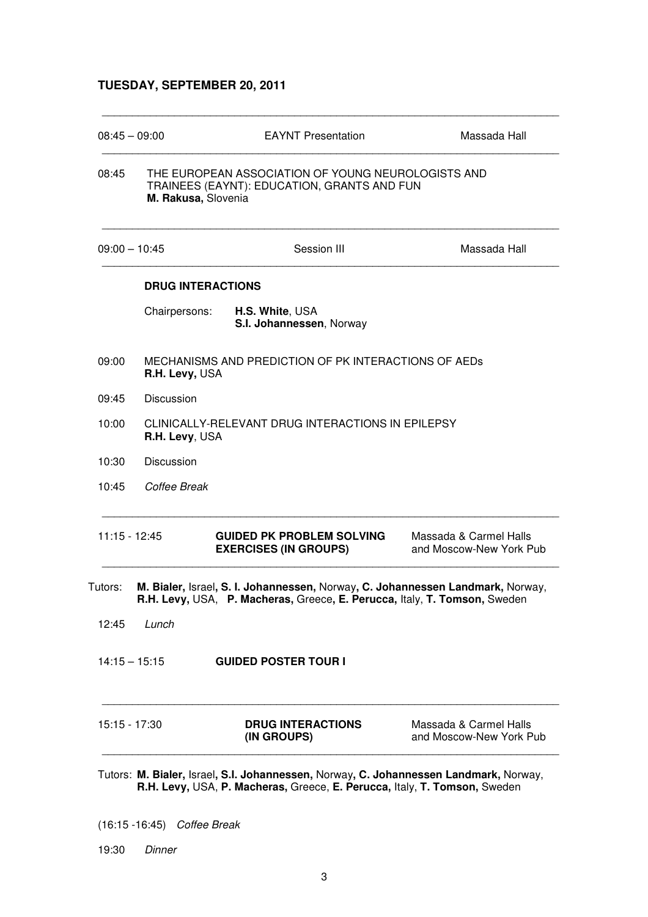## TUESDAY, SEPTEMBER 20, 2011

---

08:45 – 09:00 EAYNT Presentation Massada Hall

---

08:45 THE EUROPEAN ASSOCIATION OF YOUNG NEUROLOGISTS AND TRAINEES (EAYNT): EDUCATION, GRANTS AND FUN
**M. Rakusa,** Slovenia

---

09:00 – 10:45 Session III Massada Hall

---

**DRUG INTERACTIONS**

Chairpersons: **H.S. White**, USA
**S.I. Johannessen**, Norway

09:00 MECHANISMS AND PREDICTION OF PK INTERACTIONS OF AEDs
**R.H. Levy,** USA

09:45 Discussion

10:00 CLINICALLY-RELEVANT DRUG INTERACTIONS IN EPILEPSY
**R.H. Levy**, USA

10:30 Discussion

10:45 *Coffee Break*

---

11:15 - 12:45 **GUIDED PK PROBLEM SOLVING EXERCISES (IN GROUPS)** Massada & Carmel Halls and Moscow-New York Pub

---

Tutors: **M. Bialer,** Israel**, S. I. Johannessen,** Norway**, C. Johannessen Landmark,** Norway, **R.H. Levy,** USA, **P. Macheras,** Greece**, E. Perucca,** Italy, **T. Tomson,** Sweden

12:45 *Lunch*

14:15 – 15:15 **GUIDED POSTER TOUR I**

---

15:15 - 17:30 **DRUG INTERACTIONS (IN GROUPS)** Massada & Carmel Halls and Moscow-New York Pub

---

Tutors: **M. Bialer,** Israel**, S.I. Johannessen,** Norway**, C. Johannessen Landmark,** Norway, **R.H. Levy,** USA, **P. Macheras,** Greece, **E. Perucca,** Italy, **T. Tomson,** Sweden

(16:15 -16:45) *Coffee Break*

19:30 *Dinner*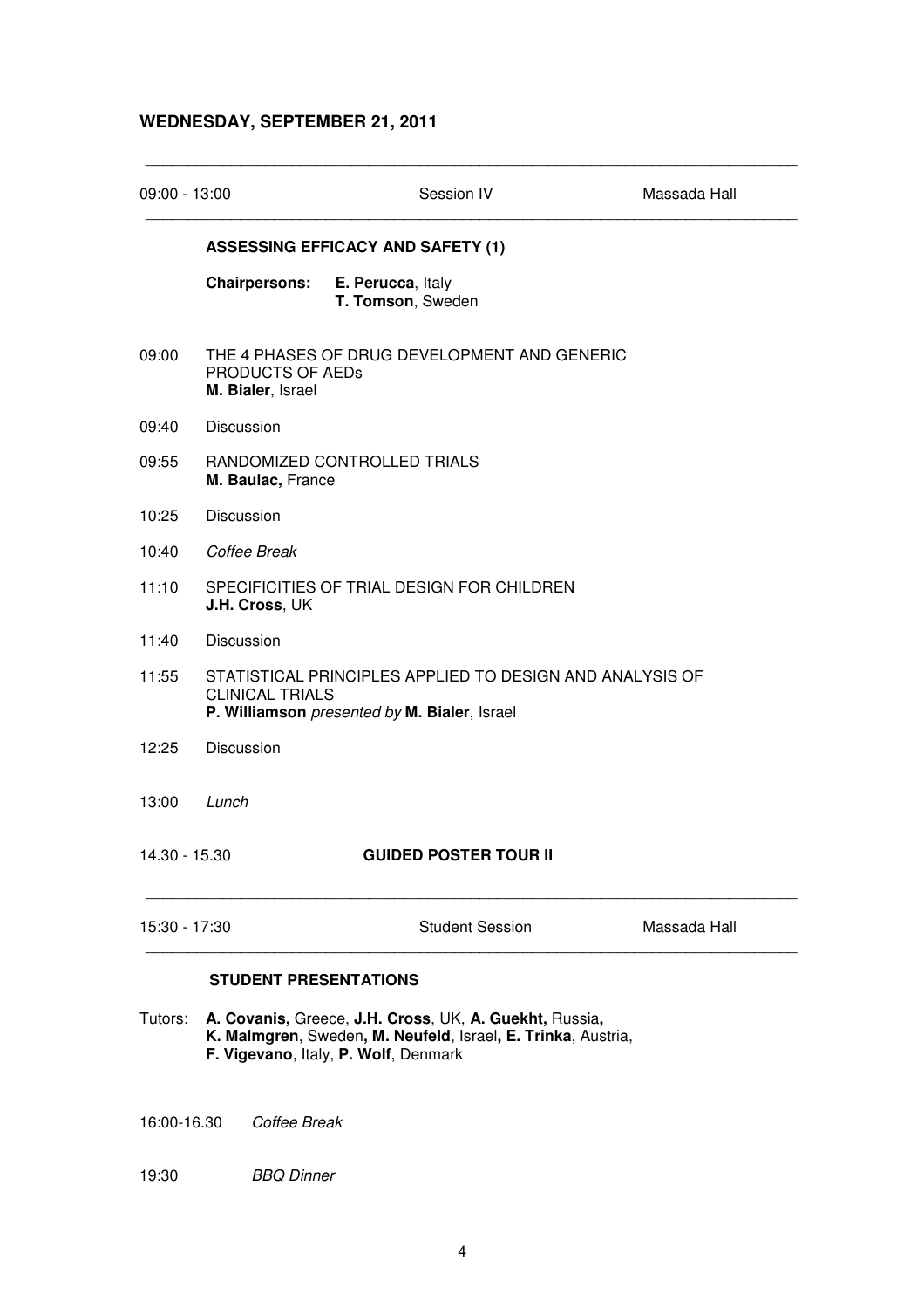## WEDNESDAY, SEPTEMBER 21, 2011

---

09:00 - 13:00 | Session IV | Massada Hall

---

**ASSESSING EFFICACY AND SAFETY (1)**

**Chairpersons:** **E. Perucca**, Italy
**T. Tomson**, Sweden

09:00 THE 4 PHASES OF DRUG DEVELOPMENT AND GENERIC PRODUCTS OF AEDs
**M. Bialer**, Israel

09:40 Discussion

09:55 RANDOMIZED CONTROLLED TRIALS
**M. Baulac,** France

10:25 Discussion

10:40 *Coffee Break*

11:10 SPECIFICITIES OF TRIAL DESIGN FOR CHILDREN
**J.H. Cross**, UK

11:40 Discussion

11:55 STATISTICAL PRINCIPLES APPLIED TO DESIGN AND ANALYSIS OF CLINICAL TRIALS
**P. Williamson** *presented by* **M. Bialer**, Israel

12:25 Discussion

13:00 *Lunch*

14.30 - 15.30 **GUIDED POSTER TOUR II**

---

15:30 - 17:30 | Student Session | Massada Hall

---

**STUDENT PRESENTATIONS**

Tutors: **A. Covanis,** Greece, **J.H. Cross**, UK, **A. Guekht,** Russia**,** **K. Malmgren**, Sweden**, M. Neufeld**, Israel**, E. Trinka**, Austria, **F. Vigevano**, Italy, **P. Wolf**, Denmark

16:00-16.30 *Coffee Break*

19:30 *BBQ Dinner*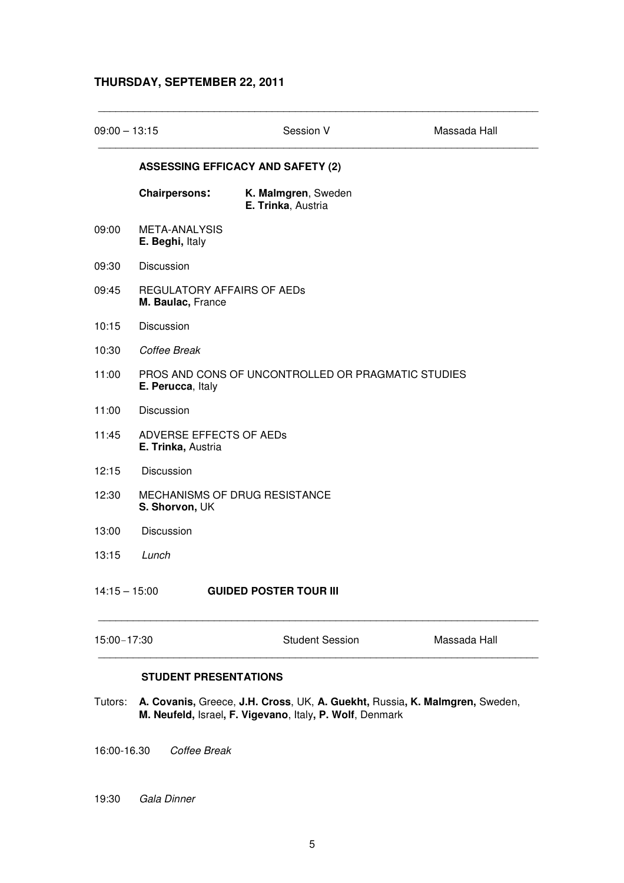## THURSDAY, SEPTEMBER 22, 2011

---

09:00 – 13:15 Session V Massada Hall

---

**ASSESSING EFFICACY AND SAFETY (2)**

**Chairpersons:** **K. Malmgren**, Sweden
**E. Trinka**, Austria

09:00 META-ANALYSIS
**E. Beghi,** Italy

09:30 Discussion

09:45 REGULATORY AFFAIRS OF AEDs
**M. Baulac,** France

10:15 Discussion

10:30 *Coffee Break*

11:00 PROS AND CONS OF UNCONTROLLED OR PRAGMATIC STUDIES
**E. Perucca**, Italy

11:00 Discussion

11:45 ADVERSE EFFECTS OF AEDs
**E. Trinka,** Austria

12:15 Discussion

12:30 MECHANISMS OF DRUG RESISTANCE
**S. Shorvon,** UK

13:00 Discussion

13:15 *Lunch*

14:15 – 15:00 **GUIDED POSTER TOUR III**

---

15:00–17:30 Student Session Massada Hall

---

**STUDENT PRESENTATIONS**

Tutors: **A. Covanis,** Greece, **J.H. Cross**, UK, **A. Guekht,** Russia**, K. Malmgren,** Sweden, **M. Neufeld,** Israel**, F. Vigevano**, Italy**, P. Wolf**, Denmark

16:00-16.30 *Coffee Break*

19:30 *Gala Dinner*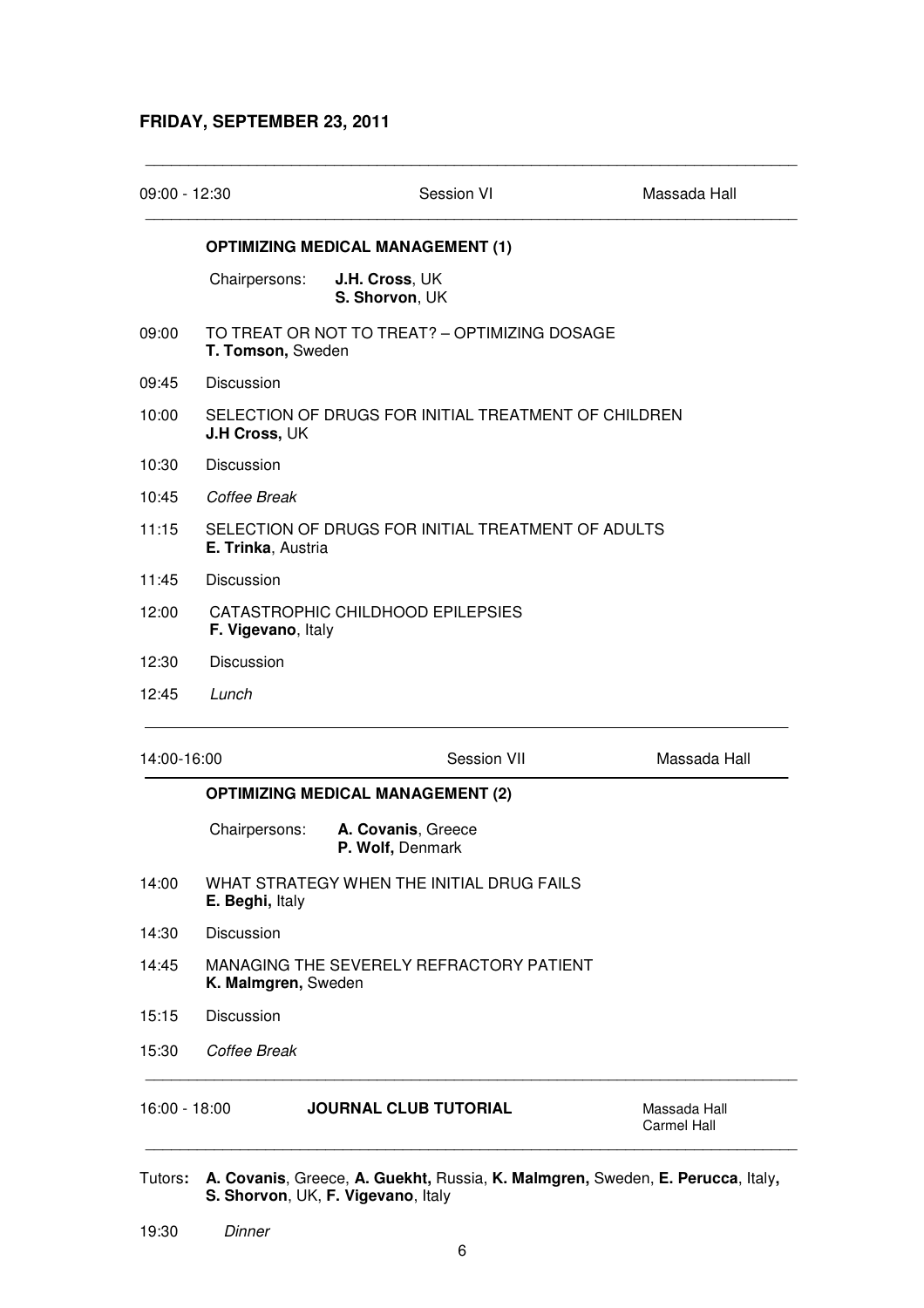## FRIDAY, SEPTEMBER 23, 2011

| 09:00 - 12:30 | Session VI | Massada Hall |
|---|---|---|

**OPTIMIZING MEDICAL MANAGEMENT (1)**

Chairpersons: **J.H. Cross**, UK
**S. Shorvon**, UK

| | |
|---|---|
| 09:00 | TO TREAT OR NOT TO TREAT? – OPTIMIZING DOSAGE<br>**T. Tomson,** Sweden |
| 09:45 | Discussion |
| 10:00 | SELECTION OF DRUGS FOR INITIAL TREATMENT OF CHILDREN<br>**J.H Cross,** UK |
| 10:30 | Discussion |
| 10:45 | *Coffee Break* |
| 11:15 | SELECTION OF DRUGS FOR INITIAL TREATMENT OF ADULTS<br>**E. Trinka**, Austria |
| 11:45 | Discussion |
| 12:00 | CATASTROPHIC CHILDHOOD EPILEPSIES<br>**F. Vigevano**, Italy |
| 12:30 | Discussion |
| 12:45 | *Lunch* |

| 14:00-16:00 | Session VII | Massada Hall |
|---|---|---|

**OPTIMIZING MEDICAL MANAGEMENT (2)**

Chairpersons: **A. Covanis**, Greece
**P. Wolf,** Denmark

| | |
|---|---|
| 14:00 | WHAT STRATEGY WHEN THE INITIAL DRUG FAILS<br>**E. Beghi,** Italy |
| 14:30 | Discussion |
| 14:45 | MANAGING THE SEVERELY REFRACTORY PATIENT<br>**K. Malmgren,** Sweden |
| 15:15 | Discussion |
| 15:30 | *Coffee Break* |

| 16:00 - 18:00 | **JOURNAL CLUB TUTORIAL** | Massada Hall<br>Carmel Hall |
|---|---|---|

Tutors**:** **A. Covanis**, Greece, **A. Guekht,** Russia, **K. Malmgren,** Sweden, **E. Perucca**, Italy**,** **S. Shorvon**, UK, **F. Vigevano**, Italy

19:30 *Dinner*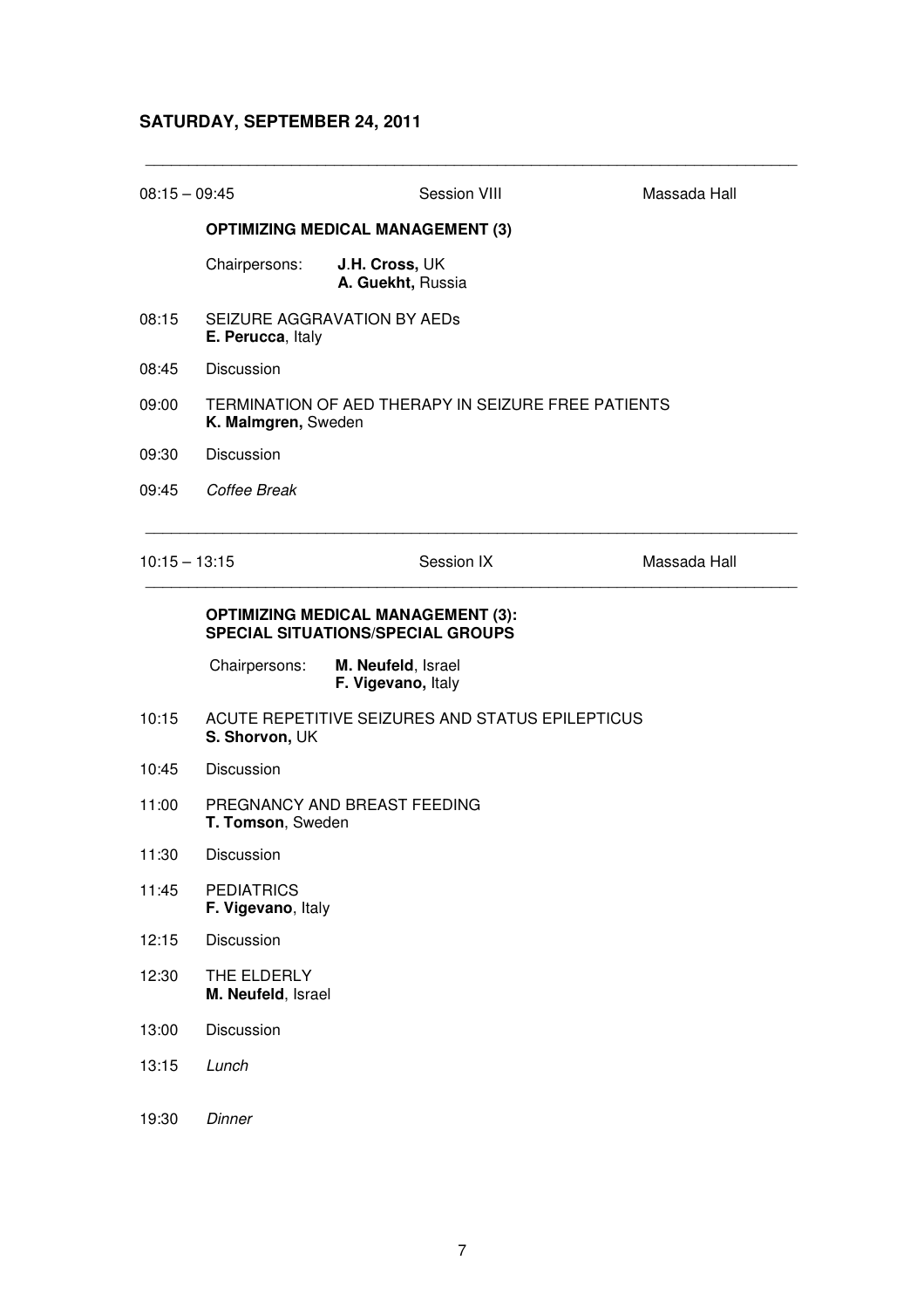## SATURDAY, SEPTEMBER 24, 2011

---

08:15 – 09:45 Session VIII Massada Hall

**OPTIMIZING MEDICAL MANAGEMENT (3)**

Chairpersons: **J.H. Cross,** UK
**A. Guekht,** Russia

08:15 SEIZURE AGGRAVATION BY AEDs
**E. Perucca**, Italy

08:45 Discussion

09:00 TERMINATION OF AED THERAPY IN SEIZURE FREE PATIENTS
**K. Malmgren,** Sweden

09:30 Discussion

09:45 *Coffee Break*

---

10:15 – 13:15 Session IX Massada Hall

---

**OPTIMIZING MEDICAL MANAGEMENT (3):**
**SPECIAL SITUATIONS/SPECIAL GROUPS**

Chairpersons: **M. Neufeld**, Israel
**F. Vigevano,** Italy

10:15 ACUTE REPETITIVE SEIZURES AND STATUS EPILEPTICUS
**S. Shorvon,** UK

10:45 Discussion

11:00 PREGNANCY AND BREAST FEEDING
**T. Tomson**, Sweden

11:30 Discussion

11:45 PEDIATRICS
**F. Vigevano**, Italy

12:15 Discussion

12:30 THE ELDERLY
**M. Neufeld**, Israel

13:00 Discussion

13:15 *Lunch*

19:30 *Dinner*